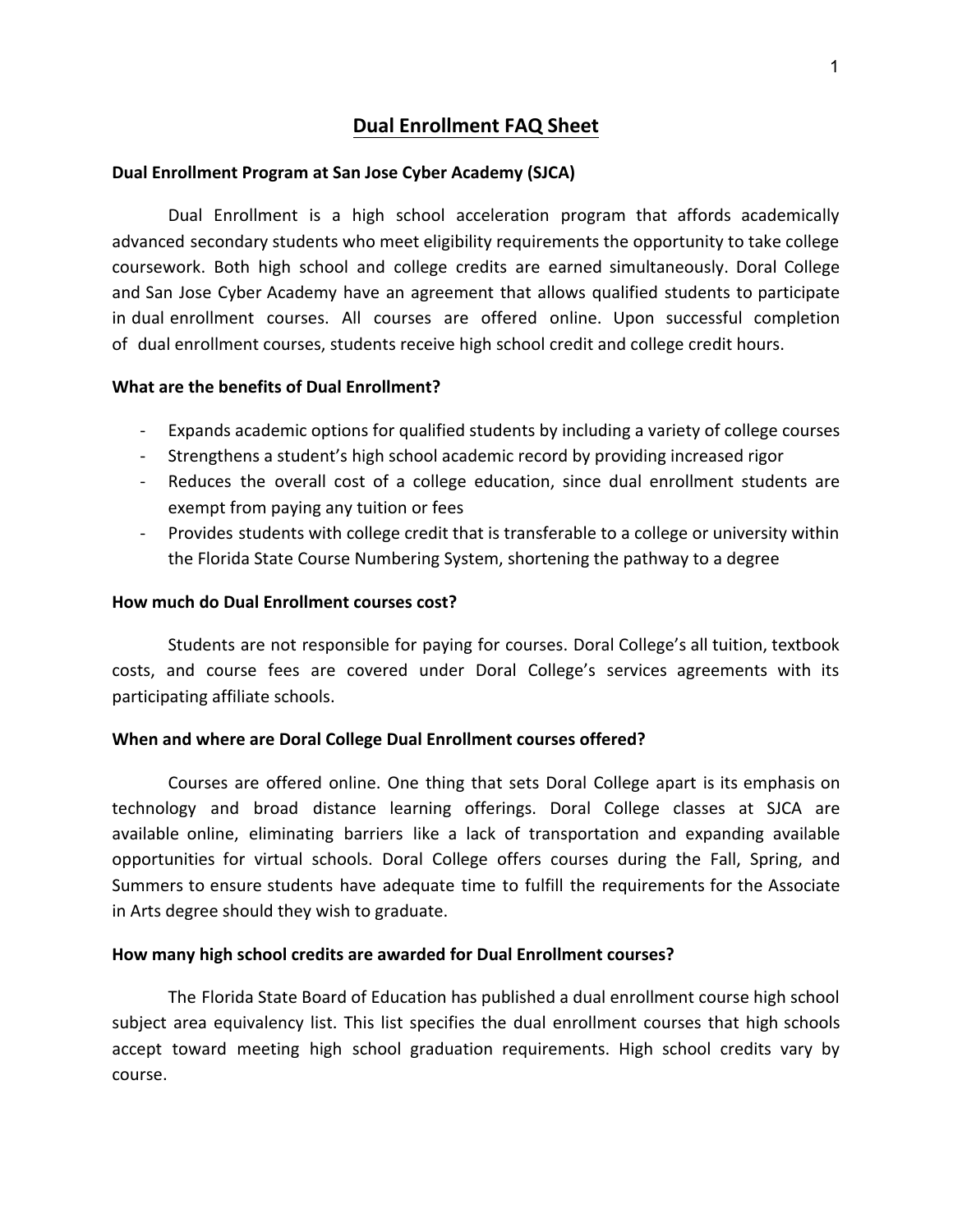# Dual Enrollment FAQ Sheet

**Dual Enrollment Program at San Jose Cyber Academy (SJCA)**

Dual Enrollment is a high school acceleration program that affords academically advanced secondary students who meet eligibility requirements the opportunity to take college coursework. Both high school and college credits are earned simultaneously. Doral College and San Jose Cyber Academy have an agreement that allows qualified students to participate in dual enrollment courses. All courses are offered online. Upon successful completion of dual enrollment courses, students receive high school credit and college credit hours.

**What are the benefits of Dual Enrollment?**

- Expands academic options for qualified students by including a variety of college courses
- Strengthens a student's high school academic record by providing increased rigor
- Reduces the overall cost of a college education, since dual enrollment students are exempt from paying any tuition or fees
- Provides students with college credit that is transferable to a college or university within the Florida State Course Numbering System, shortening the pathway to a degree

**How much do Dual Enrollment courses cost?**

Students are not responsible for paying for courses. Doral College's all tuition, textbook costs, and course fees are covered under Doral College's services agreements with its participating affiliate schools.

**When and where are Doral College Dual Enrollment courses offered?**

Courses are offered online. One thing that sets Doral College apart is its emphasis on technology and broad distance learning offerings. Doral College classes at SJCA are available online, eliminating barriers like a lack of transportation and expanding available opportunities for virtual schools. Doral College offers courses during the Fall, Spring, and Summers to ensure students have adequate time to fulfill the requirements for the Associate in Arts degree should they wish to graduate.

**How many high school credits are awarded for Dual Enrollment courses?**

The Florida State Board of Education has published a dual enrollment course high school subject area equivalency list. This list specifies the dual enrollment courses that high schools accept toward meeting high school graduation requirements. High school credits vary by course.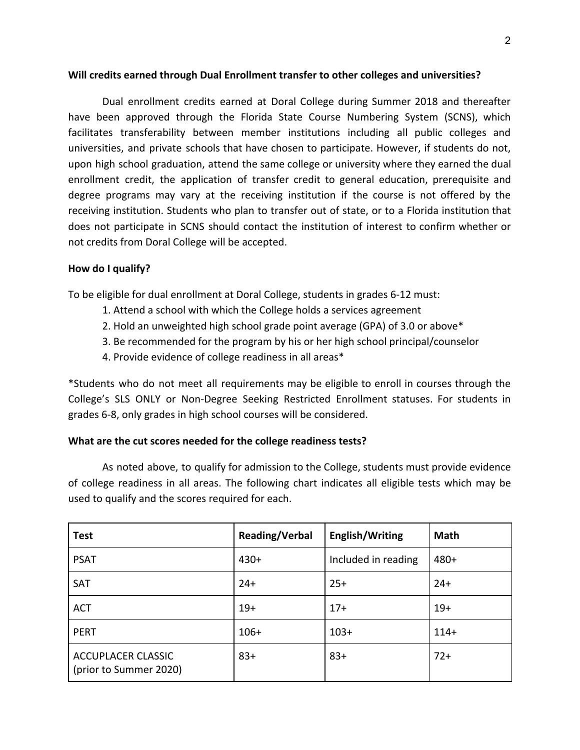**Will credits earned through Dual Enrollment transfer to other colleges and universities?**

Dual enrollment credits earned at Doral College during Summer 2018 and thereafter have been approved through the Florida State Course Numbering System (SCNS), which facilitates transferability between member institutions including all public colleges and universities, and private schools that have chosen to participate. However, if students do not, upon high school graduation, attend the same college or university where they earned the dual enrollment credit, the application of transfer credit to general education, prerequisite and degree programs may vary at the receiving institution if the course is not offered by the receiving institution. Students who plan to transfer out of state, or to a Florida institution that does not participate in SCNS should contact the institution of interest to confirm whether or not credits from Doral College will be accepted.

**How do I qualify?**

To be eligible for dual enrollment at Doral College, students in grades 6-12 must:

1. Attend a school with which the College holds a services agreement
2. Hold an unweighted high school grade point average (GPA) of 3.0 or above*
3. Be recommended for the program by his or her high school principal/counselor
4. Provide evidence of college readiness in all areas*

*Students who do not meet all requirements may be eligible to enroll in courses through the College's SLS ONLY or Non-Degree Seeking Restricted Enrollment statuses. For students in grades 6-8, only grades in high school courses will be considered.

**What are the cut scores needed for the college readiness tests?**

As noted above, to qualify for admission to the College, students must provide evidence of college readiness in all areas. The following chart indicates all eligible tests which may be used to qualify and the scores required for each.

| Test | Reading/Verbal | English/Writing | Math |
|---|---|---|---|
| PSAT | 430+ | Included in reading | 480+ |
| SAT | 24+ | 25+ | 24+ |
| ACT | 19+ | 17+ | 19+ |
| PERT | 106+ | 103+ | 114+ |
| ACCUPLACER CLASSIC (prior to Summer 2020) | 83+ | 83+ | 72+ |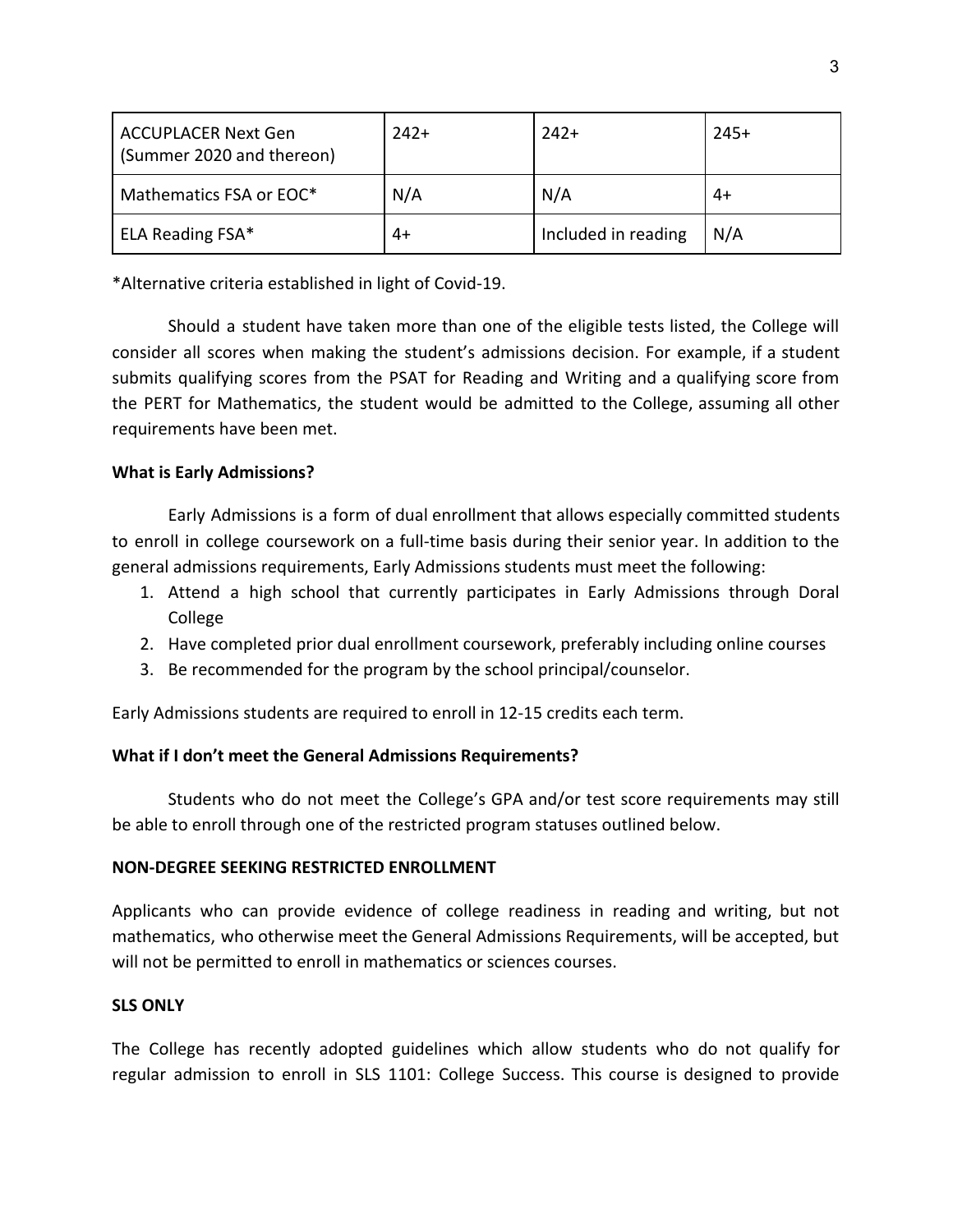| ACCUPLACER Next Gen (Summer 2020 and thereon) | 242+ | 242+ | 245+ |
|---|---|---|---|
| Mathematics FSA or EOC* | N/A | N/A | 4+ |
| ELA Reading FSA* | 4+ | Included in reading | N/A |

*Alternative criteria established in light of Covid-19.

Should a student have taken more than one of the eligible tests listed, the College will consider all scores when making the student's admissions decision. For example, if a student submits qualifying scores from the PSAT for Reading and Writing and a qualifying score from the PERT for Mathematics, the student would be admitted to the College, assuming all other requirements have been met.

**What is Early Admissions?**

Early Admissions is a form of dual enrollment that allows especially committed students to enroll in college coursework on a full-time basis during their senior year. In addition to the general admissions requirements, Early Admissions students must meet the following:

1. Attend a high school that currently participates in Early Admissions through Doral College
2. Have completed prior dual enrollment coursework, preferably including online courses
3. Be recommended for the program by the school principal/counselor.

Early Admissions students are required to enroll in 12-15 credits each term.

**What if I don't meet the General Admissions Requirements?**

Students who do not meet the College's GPA and/or test score requirements may still be able to enroll through one of the restricted program statuses outlined below.

**NON-DEGREE SEEKING RESTRICTED ENROLLMENT**

Applicants who can provide evidence of college readiness in reading and writing, but not mathematics, who otherwise meet the General Admissions Requirements, will be accepted, but will not be permitted to enroll in mathematics or sciences courses.

**SLS ONLY**

The College has recently adopted guidelines which allow students who do not qualify for regular admission to enroll in SLS 1101: College Success. This course is designed to provide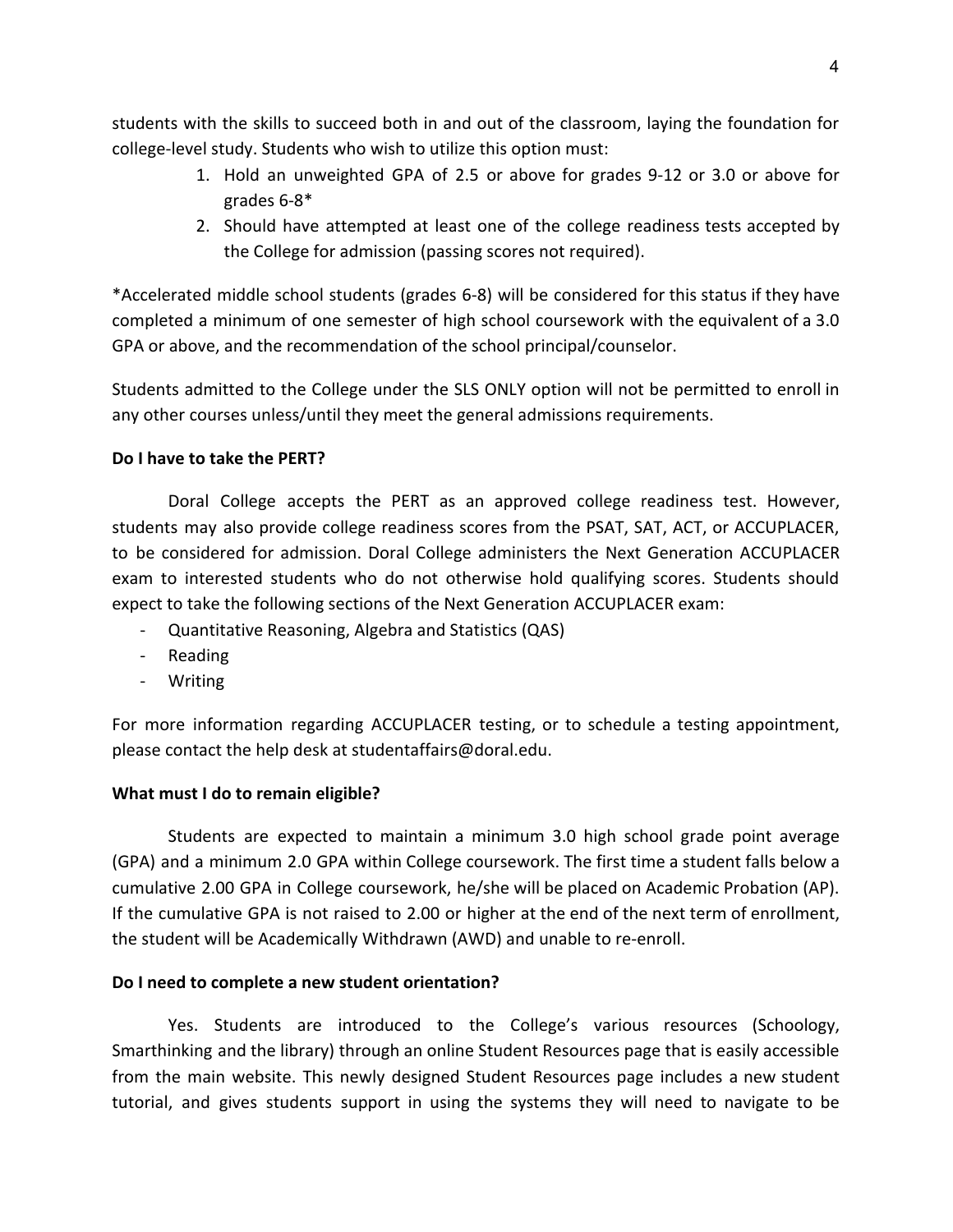students with the skills to succeed both in and out of the classroom, laying the foundation for college-level study. Students who wish to utilize this option must:

1. Hold an unweighted GPA of 2.5 or above for grades 9-12 or 3.0 or above for grades 6-8*
2. Should have attempted at least one of the college readiness tests accepted by the College for admission (passing scores not required).

*Accelerated middle school students (grades 6-8) will be considered for this status if they have completed a minimum of one semester of high school coursework with the equivalent of a 3.0 GPA or above, and the recommendation of the school principal/counselor.

Students admitted to the College under the SLS ONLY option will not be permitted to enroll in any other courses unless/until they meet the general admissions requirements.

**Do I have to take the PERT?**

Doral College accepts the PERT as an approved college readiness test. However, students may also provide college readiness scores from the PSAT, SAT, ACT, or ACCUPLACER, to be considered for admission. Doral College administers the Next Generation ACCUPLACER exam to interested students who do not otherwise hold qualifying scores. Students should expect to take the following sections of the Next Generation ACCUPLACER exam:

- Quantitative Reasoning, Algebra and Statistics (QAS)
- Reading
- Writing

For more information regarding ACCUPLACER testing, or to schedule a testing appointment, please contact the help desk at studentaffairs@doral.edu.

**What must I do to remain eligible?**

Students are expected to maintain a minimum 3.0 high school grade point average (GPA) and a minimum 2.0 GPA within College coursework. The first time a student falls below a cumulative 2.00 GPA in College coursework, he/she will be placed on Academic Probation (AP). If the cumulative GPA is not raised to 2.00 or higher at the end of the next term of enrollment, the student will be Academically Withdrawn (AWD) and unable to re-enroll.

**Do I need to complete a new student orientation?**

Yes. Students are introduced to the College's various resources (Schoology, Smarthinking and the library) through an online Student Resources page that is easily accessible from the main website. This newly designed Student Resources page includes a new student tutorial, and gives students support in using the systems they will need to navigate to be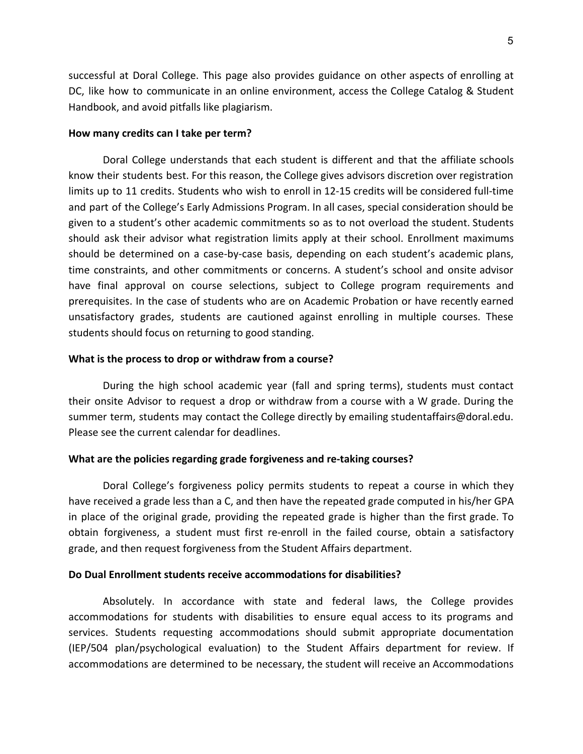successful at Doral College. This page also provides guidance on other aspects of enrolling at DC, like how to communicate in an online environment, access the College Catalog & Student Handbook, and avoid pitfalls like plagiarism.

**How many credits can I take per term?**

Doral College understands that each student is different and that the affiliate schools know their students best. For this reason, the College gives advisors discretion over registration limits up to 11 credits. Students who wish to enroll in 12-15 credits will be considered full-time and part of the College's Early Admissions Program. In all cases, special consideration should be given to a student's other academic commitments so as to not overload the student. Students should ask their advisor what registration limits apply at their school. Enrollment maximums should be determined on a case-by-case basis, depending on each student's academic plans, time constraints, and other commitments or concerns. A student's school and onsite advisor have final approval on course selections, subject to College program requirements and prerequisites. In the case of students who are on Academic Probation or have recently earned unsatisfactory grades, students are cautioned against enrolling in multiple courses. These students should focus on returning to good standing.

**What is the process to drop or withdraw from a course?**

During the high school academic year (fall and spring terms), students must contact their onsite Advisor to request a drop or withdraw from a course with a W grade. During the summer term, students may contact the College directly by emailing studentaffairs@doral.edu. Please see the current calendar for deadlines.

**What are the policies regarding grade forgiveness and re-taking courses?**

Doral College's forgiveness policy permits students to repeat a course in which they have received a grade less than a C, and then have the repeated grade computed in his/her GPA in place of the original grade, providing the repeated grade is higher than the first grade. To obtain forgiveness, a student must first re-enroll in the failed course, obtain a satisfactory grade, and then request forgiveness from the Student Affairs department.

**Do Dual Enrollment students receive accommodations for disabilities?**

Absolutely. In accordance with state and federal laws, the College provides accommodations for students with disabilities to ensure equal access to its programs and services. Students requesting accommodations should submit appropriate documentation (IEP/504 plan/psychological evaluation) to the Student Affairs department for review. If accommodations are determined to be necessary, the student will receive an Accommodations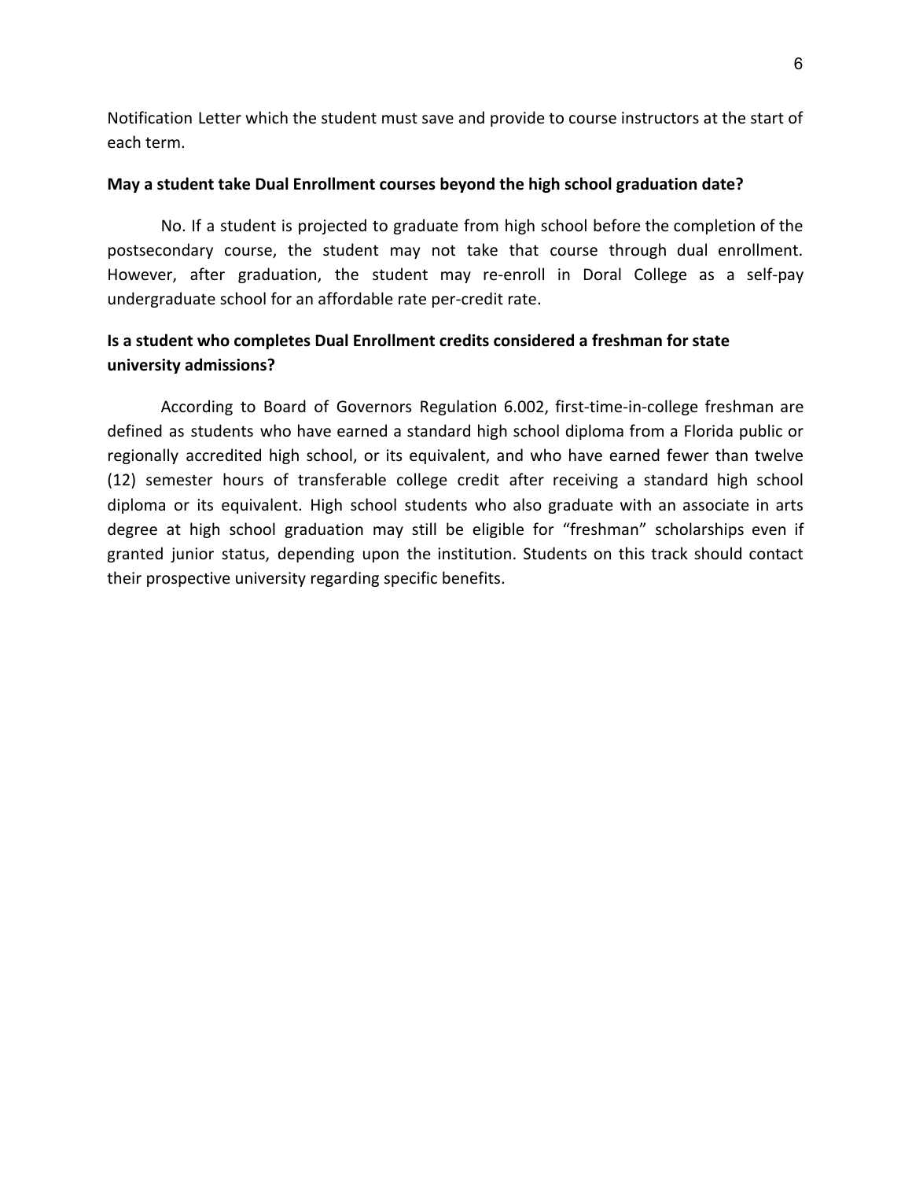Notification Letter which the student must save and provide to course instructors at the start of each term.

**May a student take Dual Enrollment courses beyond the high school graduation date?**

No. If a student is projected to graduate from high school before the completion of the postsecondary course, the student may not take that course through dual enrollment. However, after graduation, the student may re-enroll in Doral College as a self-pay undergraduate school for an affordable rate per-credit rate.

**Is a student who completes Dual Enrollment credits considered a freshman for state university admissions?**

According to Board of Governors Regulation 6.002, first-time-in-college freshman are defined as students who have earned a standard high school diploma from a Florida public or regionally accredited high school, or its equivalent, and who have earned fewer than twelve (12) semester hours of transferable college credit after receiving a standard high school diploma or its equivalent. High school students who also graduate with an associate in arts degree at high school graduation may still be eligible for "freshman" scholarships even if granted junior status, depending upon the institution. Students on this track should contact their prospective university regarding specific benefits.